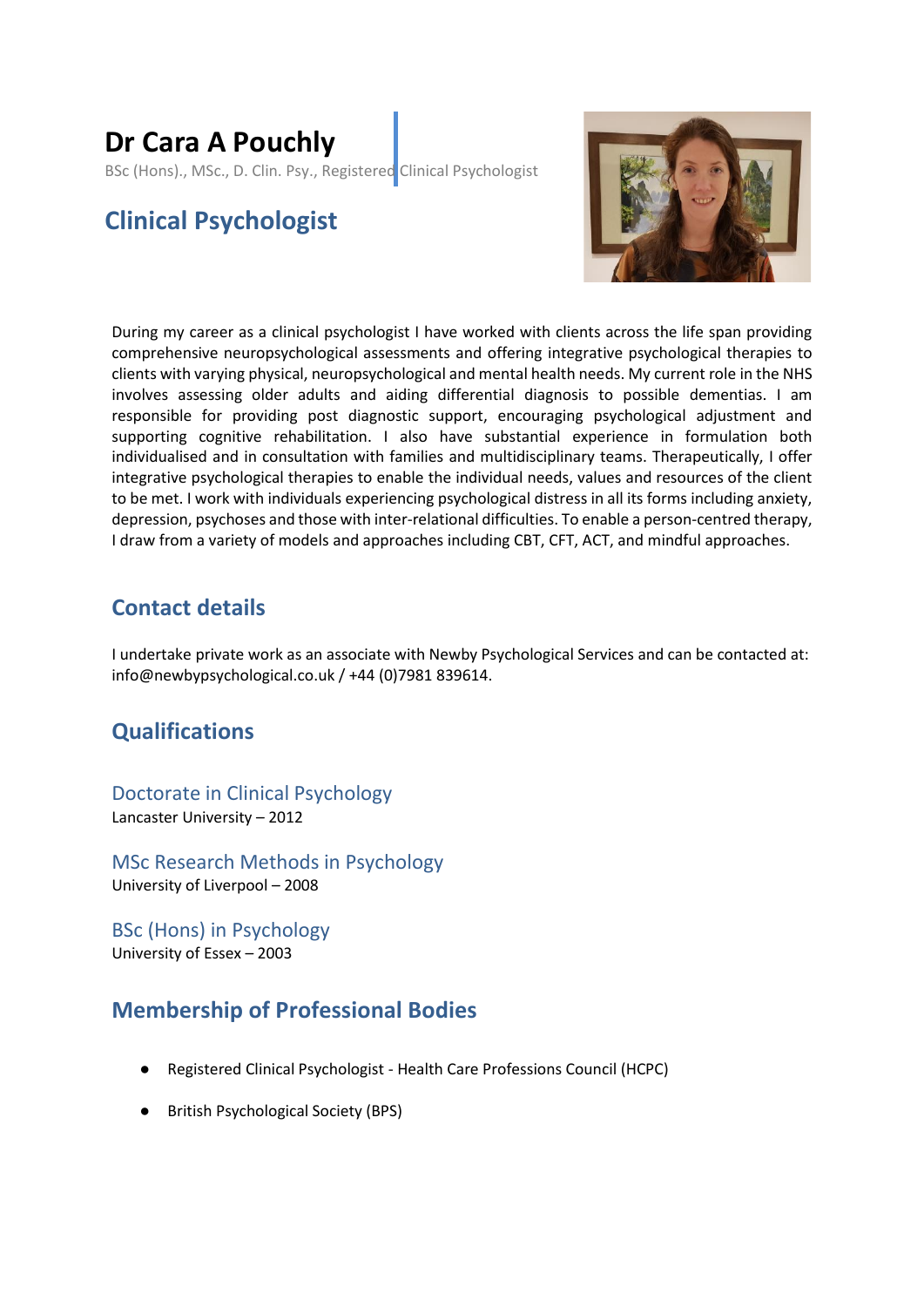# Dr Cara A Pouchly

BSc (Hons)., MSc., D. Clin. Psy., Registered Clinical Psychologist

## Clinical Psychologist

During my career as a clinical psychologist I have worked with clients across the life span providing comprehensive neuropsychological assessments and offering integrative psychological therapies to clients with varying physical, neuropsychological and mental health needs. My current role in the NHS involves assessing older adults and aiding differential diagnosis to possible dementias. I am responsible for providing post diagnostic support, encouraging psychological adjustment and supporting cognitive rehabilitation. I also have substantial experience in formulation both individualised and in consultation with families and multidisciplinary teams. Therapeutically, I offer integrative psychological therapies to enable the individual needs, values and resources of the client to be met. I work with individuals experiencing psychological distress in all its forms including anxiety, depression, psychoses and those with inter-relational difficulties. To enable a person-centred therapy, I draw from a variety of models and approaches including CBT, CFT, ACT, and mindful approaches.

## Contact details

I undertake private work as an associate with Newby Psychological Services and can be contacted at: info@newbypsychological.co.uk / +44 (0)7981 839614.

## Qualifications

### Doctorate in Clinical Psychology

Lancaster University – 2012

### MSc Research Methods in Psychology

University of Liverpool – 2008

### BSc (Hons) in Psychology

University of Essex – 2003

## Membership of Professional Bodies

- Registered Clinical Psychologist - Health Care Professions Council (HCPC)
- British Psychological Society (BPS)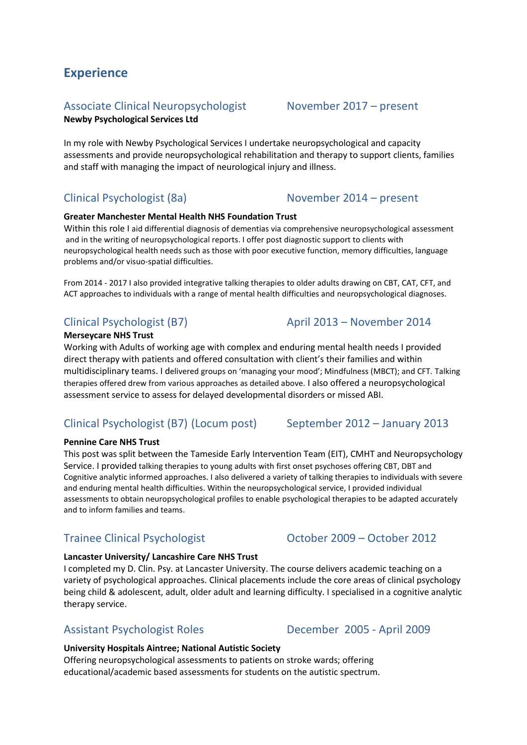## Experience

### Associate Clinical Neuropsychologist — November 2017 – present

**Newby Psychological Services Ltd**

In my role with Newby Psychological Services I undertake neuropsychological and capacity assessments and provide neuropsychological rehabilitation and therapy to support clients, families and staff with managing the impact of neurological injury and illness.

### Clinical Psychologist (8a) — November 2014 – present

**Greater Manchester Mental Health NHS Foundation Trust**

Within this role I aid differential diagnosis of dementias via comprehensive neuropsychological assessment and in the writing of neuropsychological reports. I offer post diagnostic support to clients with neuropsychological health needs such as those with poor executive function, memory difficulties, language problems and/or visuo-spatial difficulties.

From 2014 - 2017 I also provided integrative talking therapies to older adults drawing on CBT, CAT, CFT, and ACT approaches to individuals with a range of mental health difficulties and neuropsychological diagnoses.

### Clinical Psychologist (B7) — April 2013 – November 2014

**Merseycare NHS Trust**

Working with Adults of working age with complex and enduring mental health needs I provided direct therapy with patients and offered consultation with client's their families and within multidisciplinary teams. I delivered groups on 'managing your mood'; Mindfulness (MBCT); and CFT. Talking therapies offered drew from various approaches as detailed above. I also offered a neuropsychological assessment service to assess for delayed developmental disorders or missed ABI.

### Clinical Psychologist (B7) (Locum post) — September 2012 – January 2013

**Pennine Care NHS Trust**

This post was split between the Tameside Early Intervention Team (EIT), CMHT and Neuropsychology Service. I provided talking therapies to young adults with first onset psychoses offering CBT, DBT and Cognitive analytic informed approaches. I also delivered a variety of talking therapies to individuals with severe and enduring mental health difficulties. Within the neuropsychological service, I provided individual assessments to obtain neuropsychological profiles to enable psychological therapies to be adapted accurately and to inform families and teams.

### Trainee Clinical Psychologist — October 2009 – October 2012

**Lancaster University/ Lancashire Care NHS Trust**

I completed my D. Clin. Psy. at Lancaster University. The course delivers academic teaching on a variety of psychological approaches. Clinical placements include the core areas of clinical psychology being child & adolescent, adult, older adult and learning difficulty. I specialised in a cognitive analytic therapy service.

### Assistant Psychologist Roles — December 2005 - April 2009

**University Hospitals Aintree; National Autistic Society**

Offering neuropsychological assessments to patients on stroke wards; offering educational/academic based assessments for students on the autistic spectrum.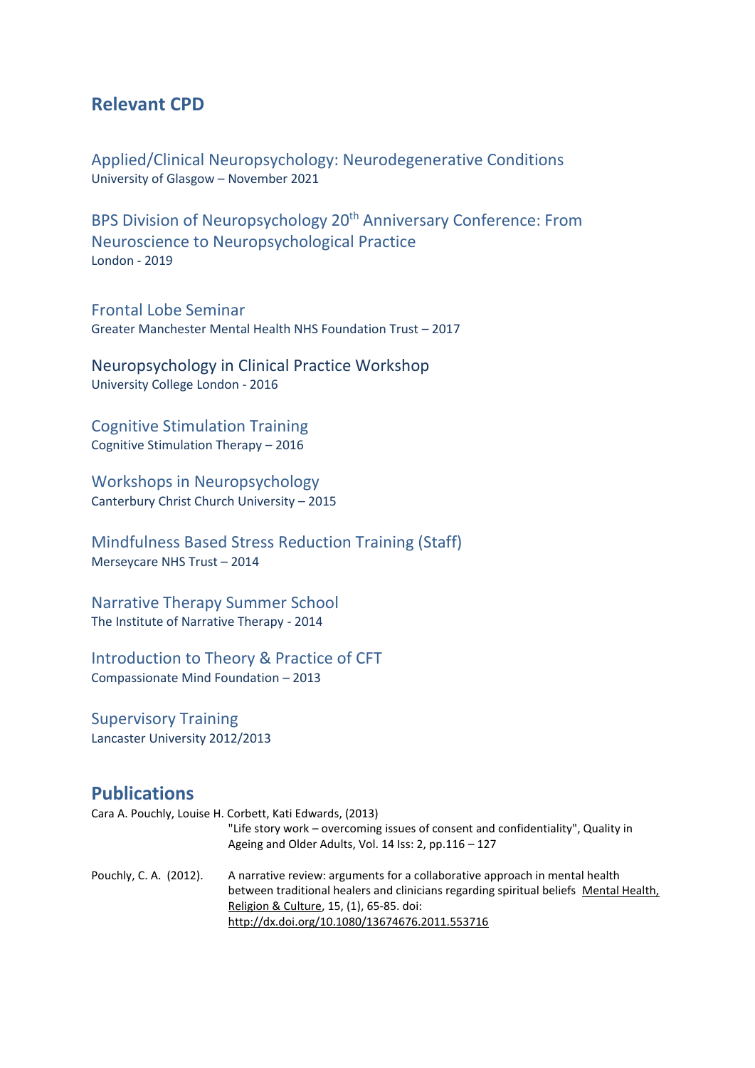## Relevant CPD

### Applied/Clinical Neuropsychology: Neurodegenerative Conditions
University of Glasgow – November 2021

### BPS Division of Neuropsychology 20th Anniversary Conference: From Neuroscience to Neuropsychological Practice
London - 2019

### Frontal Lobe Seminar
Greater Manchester Mental Health NHS Foundation Trust – 2017

### Neuropsychology in Clinical Practice Workshop
University College London - 2016

### Cognitive Stimulation Training
Cognitive Stimulation Therapy – 2016

### Workshops in Neuropsychology
Canterbury Christ Church University – 2015

### Mindfulness Based Stress Reduction Training (Staff)
Merseycare NHS Trust – 2014

### Narrative Therapy Summer School
The Institute of Narrative Therapy - 2014

### Introduction to Theory & Practice of CFT
Compassionate Mind Foundation – 2013

### Supervisory Training
Lancaster University 2012/2013

## Publications

Cara A. Pouchly, Louise H. Corbett, Kati Edwards, (2013)
"Life story work – overcoming issues of consent and confidentiality", Quality in Ageing and Older Adults, Vol. 14 Iss: 2, pp.116 – 127

Pouchly, C. A. (2012). A narrative review: arguments for a collaborative approach in mental health between traditional healers and clinicians regarding spiritual beliefs Mental Health, Religion & Culture, 15, (1), 65-85. doi: http://dx.doi.org/10.1080/13674676.2011.553716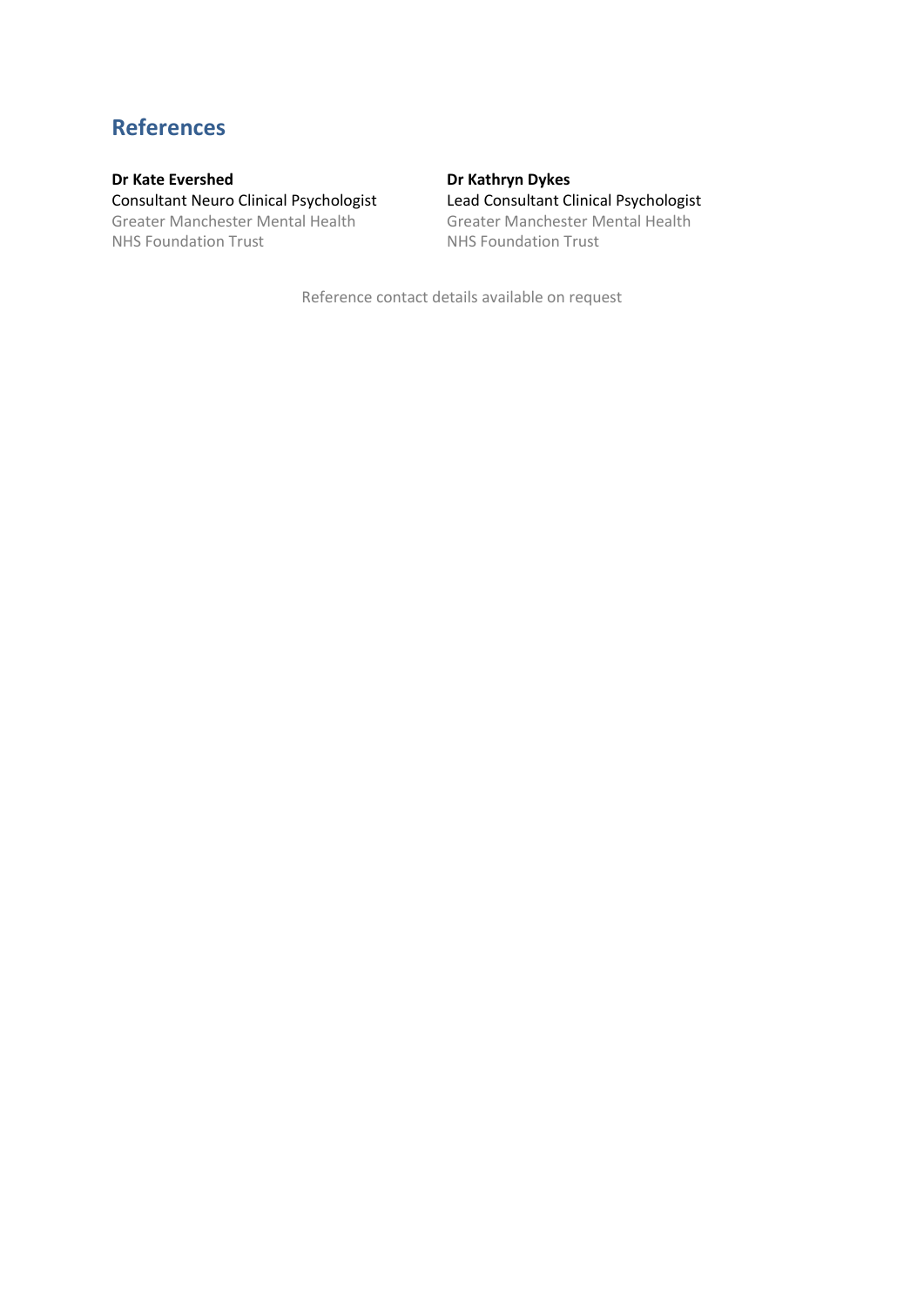## References

**Dr Kate Evershed**
Consultant Neuro Clinical Psychologist
Greater Manchester Mental Health
NHS Foundation Trust

**Dr Kathryn Dykes**
Lead Consultant Clinical Psychologist
Greater Manchester Mental Health
NHS Foundation Trust

Reference contact details available on request